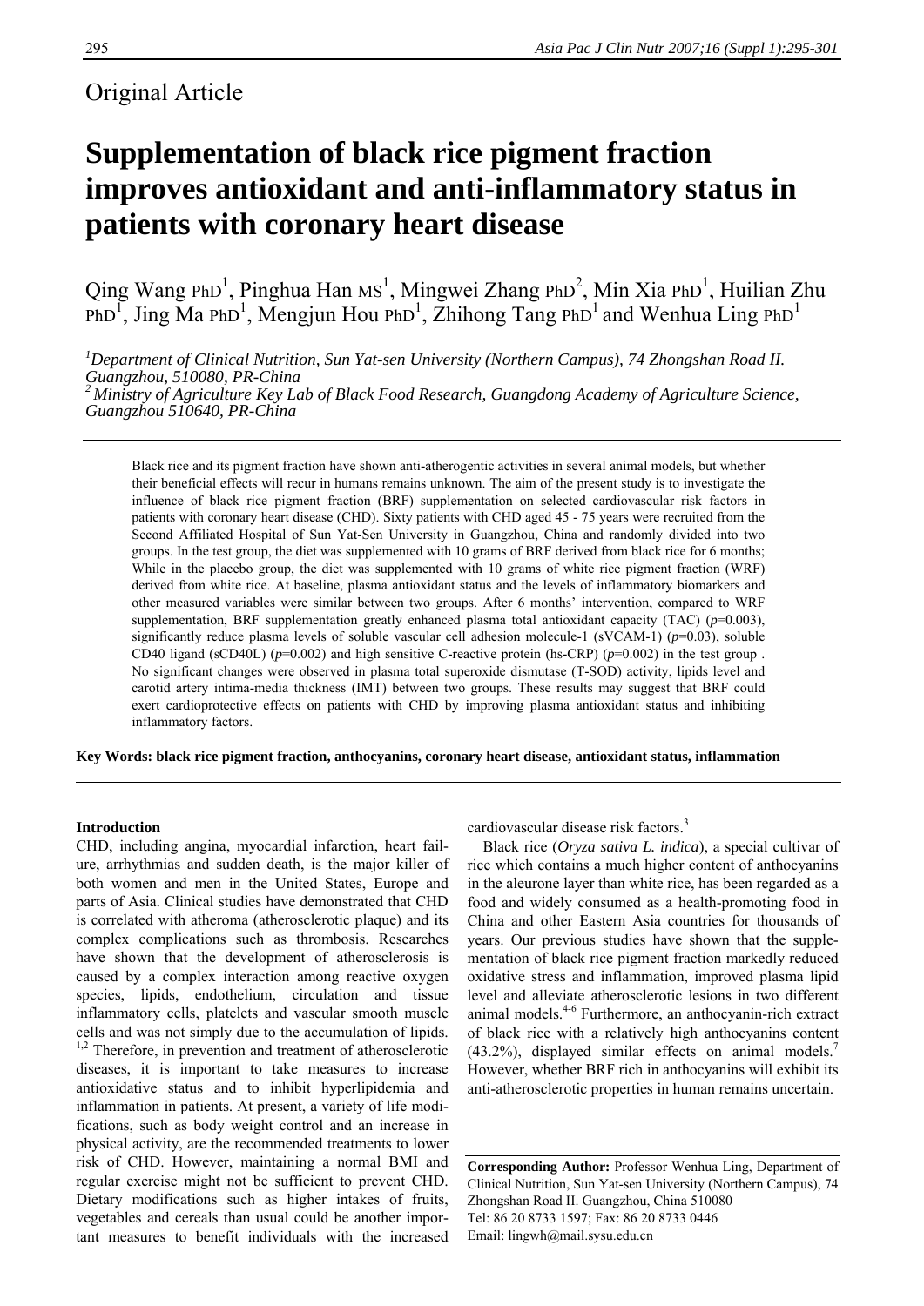Original Article

# Supplementation of black rice pigment fraction improves antioxidant and anti-inflammatory status in patients with coronary heart disease

Qing Wang PhD[1], Pinghua Han MS[1], Mingwei Zhang PhD[2], Min Xia PhD[1], Huilian Zhu PhD[1], Jing Ma PhD[1], Mengjun Hou PhD[1], Zhihong Tang PhD[1] and Wenhua Ling PhD[1]

[1]*Department of Clinical Nutrition, Sun Yat-sen University (Northern Campus), 74 Zhongshan Road II. Guangzhou, 510080, PR-China*
[2]*Ministry of Agriculture Key Lab of Black Food Research, Guangdong Academy of Agriculture Science, Guangzhou 510640, PR-China*

Black rice and its pigment fraction have shown anti-atherogentic activities in several animal models, but whether their beneficial effects will recur in humans remains unknown. The aim of the present study is to investigate the influence of black rice pigment fraction (BRF) supplementation on selected cardiovascular risk factors in patients with coronary heart disease (CHD). Sixty patients with CHD aged 45 - 75 years were recruited from the Second Affiliated Hospital of Sun Yat-Sen University in Guangzhou, China and randomly divided into two groups. In the test group, the diet was supplemented with 10 grams of BRF derived from black rice for 6 months; While in the placebo group, the diet was supplemented with 10 grams of white rice pigment fraction (WRF) derived from white rice. At baseline, plasma antioxidant status and the levels of inflammatory biomarkers and other measured variables were similar between two groups. After 6 months' intervention, compared to WRF supplementation, BRF supplementation greatly enhanced plasma total antioxidant capacity (TAC) ($p$=0.003), significantly reduce plasma levels of soluble vascular cell adhesion molecule-1 (sVCAM-1) ($p$=0.03), soluble CD40 ligand (sCD40L) ($p$=0.002) and high sensitive C-reactive protein (hs-CRP) ($p$=0.002) in the test group . No significant changes were observed in plasma total superoxide dismutase (T-SOD) activity, lipids level and carotid artery intima-media thickness (IMT) between two groups. These results may suggest that BRF could exert cardioprotective effects on patients with CHD by improving plasma antioxidant status and inhibiting inflammatory factors.

**Key Words: black rice pigment fraction, anthocyanins, coronary heart disease, antioxidant status, inflammation**

## Introduction

CHD, including angina, myocardial infarction, heart failure, arrhythmias and sudden death, is the major killer of both women and men in the United States, Europe and parts of Asia. Clinical studies have demonstrated that CHD is correlated with atheroma (atherosclerotic plaque) and its complex complications such as thrombosis. Researches have shown that the development of atherosclerosis is caused by a complex interaction among reactive oxygen species, lipids, endothelium, circulation and tissue inflammatory cells, platelets and vascular smooth muscle cells and was not simply due to the accumulation of lipids.[1,2] Therefore, in prevention and treatment of atherosclerotic diseases, it is important to take measures to increase antioxidative status and to inhibit hyperlipidemia and inflammation in patients. At present, a variety of life modifications, such as body weight control and an increase in physical activity, are the recommended treatments to lower risk of CHD. However, maintaining a normal BMI and regular exercise might not be sufficient to prevent CHD. Dietary modifications such as higher intakes of fruits, vegetables and cereals than usual could be another important measures to benefit individuals with the increased cardiovascular disease risk factors.[3]

Black rice (*Oryza sativa L. indica*), a special cultivar of rice which contains a much higher content of anthocyanins in the aleurone layer than white rice, has been regarded as a food and widely consumed as a health-promoting food in China and other Eastern Asia countries for thousands of years. Our previous studies have shown that the supplementation of black rice pigment fraction markedly reduced oxidative stress and inflammation, improved plasma lipid level and alleviate atherosclerotic lesions in two different animal models.[4-6] Furthermore, an anthocyanin-rich extract of black rice with a relatively high anthocyanins content (43.2%), displayed similar effects on animal models.[7] However, whether BRF rich in anthocyanins will exhibit its anti-atherosclerotic properties in human remains uncertain.

**Corresponding Author:** Professor Wenhua Ling, Department of Clinical Nutrition, Sun Yat-sen University (Northern Campus), 74 Zhongshan Road II. Guangzhou, China 510080
Tel: 86 20 8733 1597; Fax: 86 20 8733 0446
Email: lingwh@mail.sysu.edu.cn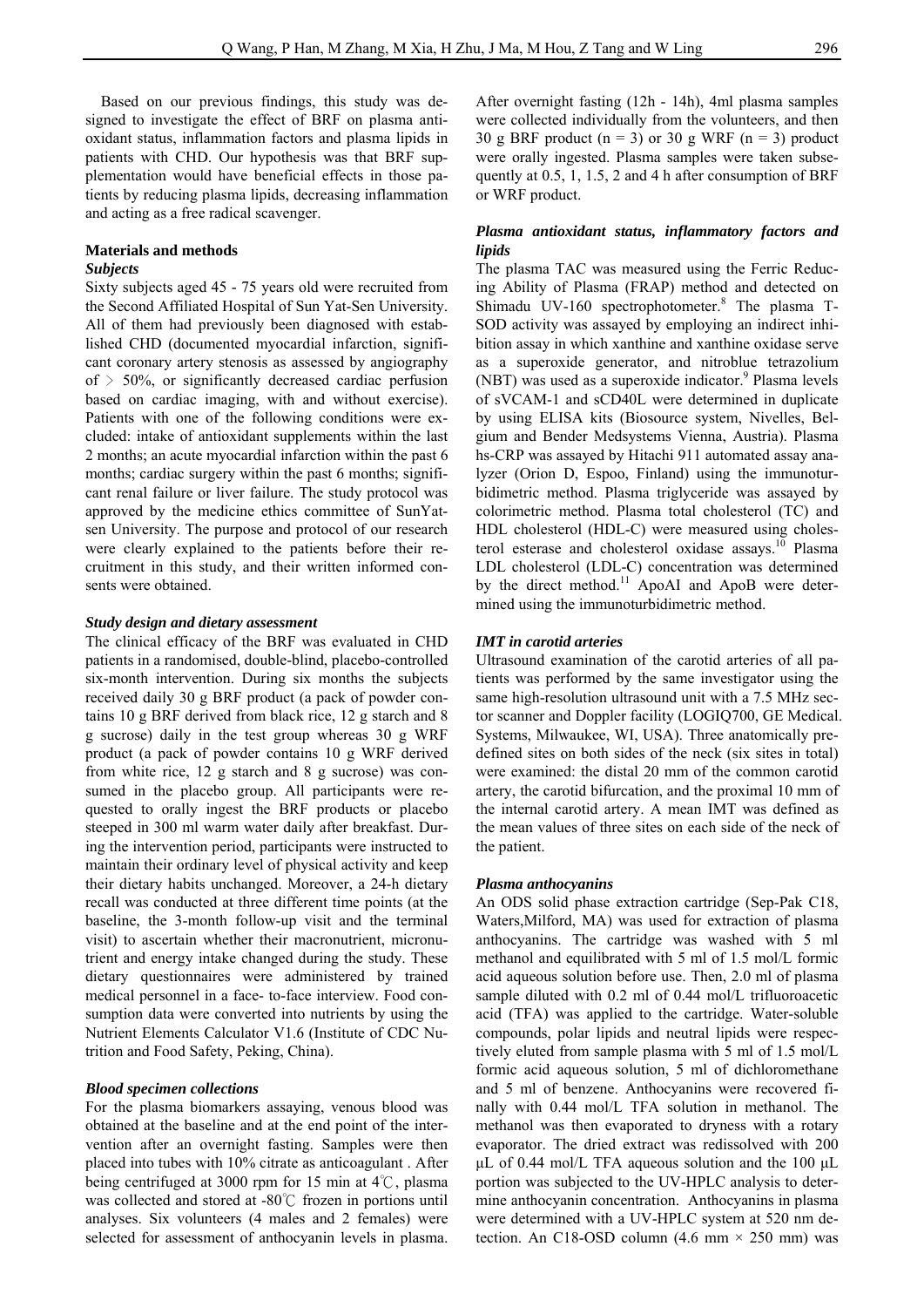Based on our previous findings, this study was designed to investigate the effect of BRF on plasma antioxidant status, inflammation factors and plasma lipids in patients with CHD. Our hypothesis was that BRF supplementation would have beneficial effects in those patients by reducing plasma lipids, decreasing inflammation and acting as a free radical scavenger.

## Materials and methods

### *Subjects*

Sixty subjects aged 45 - 75 years old were recruited from the Second Affiliated Hospital of Sun Yat-Sen University. All of them had previously been diagnosed with established CHD (documented myocardial infarction, significant coronary artery stenosis as assessed by angiography of > 50%, or significantly decreased cardiac perfusion based on cardiac imaging, with and without exercise). Patients with one of the following conditions were excluded: intake of antioxidant supplements within the last 2 months; an acute myocardial infarction within the past 6 months; cardiac surgery within the past 6 months; significant renal failure or liver failure. The study protocol was approved by the medicine ethics committee of SunYat-sen University. The purpose and protocol of our research were clearly explained to the patients before their recruitment in this study, and their written informed consents were obtained.

### *Study design and dietary assessment*

The clinical efficacy of the BRF was evaluated in CHD patients in a randomised, double-blind, placebo-controlled six-month intervention. During six months the subjects received daily 30 g BRF product (a pack of powder contains 10 g BRF derived from black rice, 12 g starch and 8 g sucrose) daily in the test group whereas 30 g WRF product (a pack of powder contains 10 g WRF derived from white rice, 12 g starch and 8 g sucrose) was consumed in the placebo group. All participants were requested to orally ingest the BRF products or placebo steeped in 300 ml warm water daily after breakfast. During the intervention period, participants were instructed to maintain their ordinary level of physical activity and keep their dietary habits unchanged. Moreover, a 24-h dietary recall was conducted at three different time points (at the baseline, the 3-month follow-up visit and the terminal visit) to ascertain whether their macronutrient, micronutrient and energy intake changed during the study. These dietary questionnaires were administered by trained medical personnel in a face- to-face interview. Food consumption data were converted into nutrients by using the Nutrient Elements Calculator V1.6 (Institute of CDC Nutrition and Food Safety, Peking, China).

### *Blood specimen collections*

For the plasma biomarkers assaying, venous blood was obtained at the baseline and at the end point of the intervention after an overnight fasting. Samples were then placed into tubes with 10% citrate as anticoagulant . After being centrifuged at 3000 rpm for 15 min at 4℃, plasma was collected and stored at -80℃ frozen in portions until analyses. Six volunteers (4 males and 2 females) were selected for assessment of anthocyanin levels in plasma. After overnight fasting (12h - 14h), 4ml plasma samples were collected individually from the volunteers, and then 30 g BRF product (n = 3) or 30 g WRF (n = 3) product were orally ingested. Plasma samples were taken subsequently at 0.5, 1, 1.5, 2 and 4 h after consumption of BRF or WRF product.

### *Plasma antioxidant status, inflammatory factors and lipids*

The plasma TAC was measured using the Ferric Reducing Ability of Plasma (FRAP) method and detected on Shimadu UV-160 spectrophotometer.[8] The plasma T-SOD activity was assayed by employing an indirect inhibition assay in which xanthine and xanthine oxidase serve as a superoxide generator, and nitroblue tetrazolium (NBT) was used as a superoxide indicator.[9] Plasma levels of sVCAM-1 and sCD40L were determined in duplicate by using ELISA kits (Biosource system, Nivelles, Belgium and Bender Medsystems Vienna, Austria). Plasma hs-CRP was assayed by Hitachi 911 automated assay analyzer (Orion D, Espoo, Finland) using the immunoturbidimetric method. Plasma triglyceride was assayed by colorimetric method. Plasma total cholesterol (TC) and HDL cholesterol (HDL-C) were measured using cholesterol esterase and cholesterol oxidase assays.[10] Plasma LDL cholesterol (LDL-C) concentration was determined by the direct method.[11] ApoAI and ApoB were determined using the immunoturbidimetric method.

### *IMT in carotid arteries*

Ultrasound examination of the carotid arteries of all patients was performed by the same investigator using the same high-resolution ultrasound unit with a 7.5 MHz sector scanner and Doppler facility (LOGIQ700, GE Medical. Systems, Milwaukee, WI, USA). Three anatomically predefined sites on both sides of the neck (six sites in total) were examined: the distal 20 mm of the common carotid artery, the carotid bifurcation, and the proximal 10 mm of the internal carotid artery. A mean IMT was defined as the mean values of three sites on each side of the neck of the patient.

### *Plasma anthocyanins*

An ODS solid phase extraction cartridge (Sep-Pak C18, Waters,Milford, MA) was used for extraction of plasma anthocyanins. The cartridge was washed with 5 ml methanol and equilibrated with 5 ml of 1.5 mol/L formic acid aqueous solution before use. Then, 2.0 ml of plasma sample diluted with 0.2 ml of 0.44 mol/L trifluoroacetic acid (TFA) was applied to the cartridge. Water-soluble compounds, polar lipids and neutral lipids were respectively eluted from sample plasma with 5 ml of 1.5 mol/L formic acid aqueous solution, 5 ml of dichloromethane and 5 ml of benzene. Anthocyanins were recovered finally with 0.44 mol/L TFA solution in methanol. The methanol was then evaporated to dryness with a rotary evaporator. The dried extract was redissolved with 200 μL of 0.44 mol/L TFA aqueous solution and the 100 μL portion was subjected to the UV-HPLC analysis to determine anthocyanin concentration. Anthocyanins in plasma were determined with a UV-HPLC system at 520 nm detection. An C18-OSD column (4.6 mm × 250 mm) was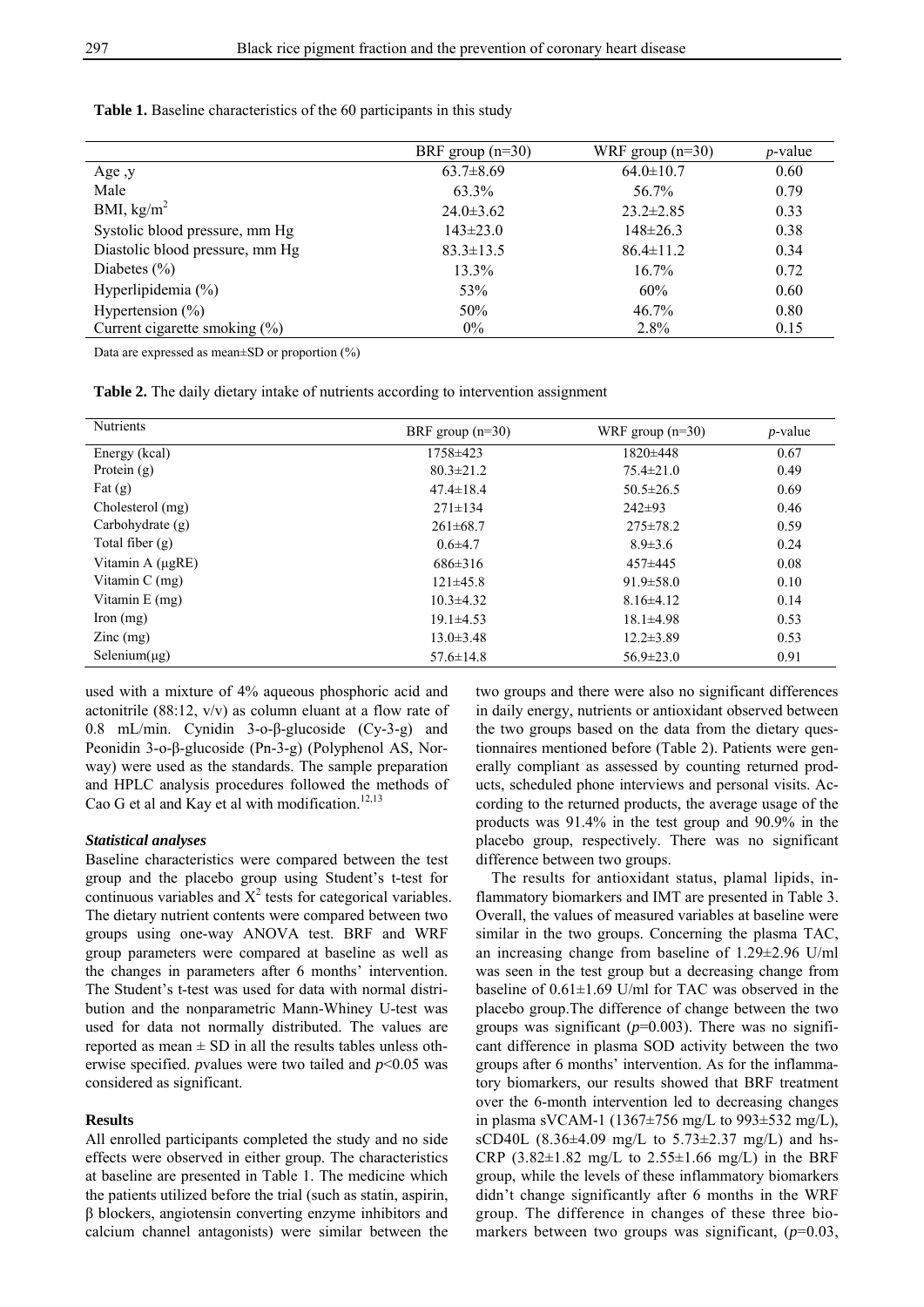**Table 1.** Baseline characteristics of the 60 participants in this study

| | BRF group (n=30) | WRF group (n=30) | *p*-value |
|---|---|---|---|
| Age ,y | 63.7±8.69 | 64.0±10.7 | 0.60 |
| Male | 63.3% | 56.7% | 0.79 |
| BMI, kg/m$^2$ | 24.0±3.62 | 23.2±2.85 | 0.33 |
| Systolic blood pressure, mm Hg | 143±23.0 | 148±26.3 | 0.38 |
| Diastolic blood pressure, mm Hg | 83.3±13.5 | 86.4±11.2 | 0.34 |
| Diabetes (%) | 13.3% | 16.7% | 0.72 |
| Hyperlipidemia (%) | 53% | 60% | 0.60 |
| Hypertension (%) | 50% | 46.7% | 0.80 |
| Current cigarette smoking (%) | 0% | 2.8% | 0.15 |

Data are expressed as mean±SD or proportion (%)

**Table 2.** The daily dietary intake of nutrients according to intervention assignment

| Nutrients | BRF group (n=30) | WRF group (n=30) | *p*-value |
|---|---|---|---|
| Energy (kcal) | 1758±423 | 1820±448 | 0.67 |
| Protein (g) | 80.3±21.2 | 75.4±21.0 | 0.49 |
| Fat (g) | 47.4±18.4 | 50.5±26.5 | 0.69 |
| Cholesterol (mg) | 271±134 | 242±93 | 0.46 |
| Carbohydrate (g) | 261±68.7 | 275±78.2 | 0.59 |
| Total fiber (g) | 0.6±4.7 | 8.9±3.6 | 0.24 |
| Vitamin A (μgRE) | 686±316 | 457±445 | 0.08 |
| Vitamin C (mg) | 121±45.8 | 91.9±58.0 | 0.10 |
| Vitamin E (mg) | 10.3±4.32 | 8.16±4.12 | 0.14 |
| Iron (mg) | 19.1±4.53 | 18.1±4.98 | 0.53 |
| Zinc (mg) | 13.0±3.48 | 12.2±3.89 | 0.53 |
| Selenium(μg) | 57.6±14.8 | 56.9±23.0 | 0.91 |

used with a mixture of 4% aqueous phosphoric acid and actonitrile (88:12, v/v) as column eluant at a flow rate of 0.8 mL/min. Cynidin 3-o-β-glucoside (Cy-3-g) and Peonidin 3-o-β-glucoside (Pn-3-g) (Polyphenol AS, Norway) were used as the standards. The sample preparation and HPLC analysis procedures followed the methods of Cao G et al and Kay et al with modification.[12,13]

### *Statistical analyses*

Baseline characteristics were compared between the test group and the placebo group using Student's t-test for continuous variables and $X^2$ tests for categorical variables. The dietary nutrient contents were compared between two groups using one-way ANOVA test. BRF and WRF group parameters were compared at baseline as well as the changes in parameters after 6 months' intervention. The Student's t-test was used for data with normal distribution and the nonparametric Mann-Whiney U-test was used for data not normally distributed. The values are reported as mean ± SD in all the results tables unless otherwise specified. *p*values were two tailed and $p<0.05$ was considered as significant.

## Results

All enrolled participants completed the study and no side effects were observed in either group. The characteristics at baseline are presented in Table 1. The medicine which the patients utilized before the trial (such as statin, aspirin, β blockers, angiotensin converting enzyme inhibitors and calcium channel antagonists) were similar between the two groups and there were also no significant differences in daily energy, nutrients or antioxidant observed between the two groups based on the data from the dietary questionnaires mentioned before (Table 2). Patients were generally compliant as assessed by counting returned products, scheduled phone interviews and personal visits. According to the returned products, the average usage of the products was 91.4% in the test group and 90.9% in the placebo group, respectively. There was no significant difference between two groups.

The results for antioxidant status, plamal lipids, inflammatory biomarkers and IMT are presented in Table 3. Overall, the values of measured variables at baseline were similar in the two groups. Concerning the plasma TAC, an increasing change from baseline of 1.29±2.96 U/ml was seen in the test group but a decreasing change from baseline of 0.61±1.69 U/ml for TAC was observed in the placebo group.The difference of change between the two groups was significant ($p$=0.003). There was no significant difference in plasma SOD activity between the two groups after 6 months' intervention. As for the inflammatory biomarkers, our results showed that BRF treatment over the 6-month intervention led to decreasing changes in plasma sVCAM-1 (1367±756 mg/L to 993±532 mg/L), sCD40L (8.36±4.09 mg/L to 5.73±2.37 mg/L) and hs-CRP (3.82±1.82 mg/L to 2.55±1.66 mg/L) in the BRF group, while the levels of these inflammatory biomarkers didn't change significantly after 6 months in the WRF group. The difference in changes of these three biomarkers between two groups was significant, ($p$=0.03,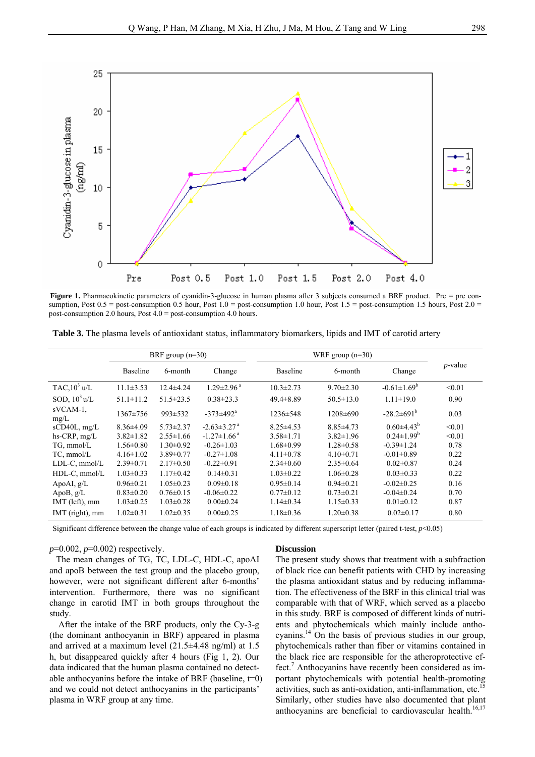**Figure 1.** Pharmacokinetic parameters of cyanidin-3-glucose in human plasma after 3 subjects consumed a BRF product. Pre = pre consumption, Post 0.5 = post-consumption 0.5 hour, Post 1.0 = post-consumption 1.0 hour, Post 1.5 = post-consumption 1.5 hours, Post 2.0 = post-consumption 2.0 hours, Post 4.0 = post-consumption 4.0 hours.

**Table 3.** The plasma levels of antioxidant status, inflammatory biomarkers, lipids and IMT of carotid artery

| | BRF group (n=30) | | | WRF group (n=30) | | | *p*-value |
|---|---|---|---|---|---|---|---|
| | Baseline | 6-month | Change | Baseline | 6-month | Change | |
| TAC, $10^3$ u/L | 11.1±3.53 | 12.4±4.24 | 1.29±2.96 [a] | 10.3±2.73 | 9.70±2.30 | -0.61±1.69 [b] | <0.01 |
| SOD, $10^3$ u/L | 51.1±11.2 | 51.5±23.5 | 0.38±23.3 | 49.4±8.89 | 50.5±13.0 | 1.11±19.0 | 0.90 |
| sVCAM-1, mg/L | 1367±756 | 993±532 | -373±492 [a] | 1236±548 | 1208±690 | -28.2±691 [b] | 0.03 |
| sCD40L, mg/L | 8.36±4.09 | 5.73±2.37 | -2.63±3.27 [a] | 8.25±4.53 | 8.85±4.73 | 0.60±4.43 [b] | <0.01 |
| hs-CRP, mg/L | 3.82±1.82 | 2.55±1.66 | -1.27±1.66 [a] | 3.58±1.71 | 3.82±1.96 | 0.24±1.99 [b] | <0.01 |
| TG, mmol/L | 1.56±0.80 | 1.30±0.92 | -0.26±1.03 | 1.68±0.99 | 1.28±0.58 | -0.39±1.24 | 0.78 |
| TC, mmol/L | 4.16±1.02 | 3.89±0.77 | -0.27±1.08 | 4.11±0.78 | 4.10±0.71 | -0.01±0.89 | 0.22 |
| LDL-C, mmol/L | 2.39±0.71 | 2.17±0.50 | -0.22±0.91 | 2.34±0.60 | 2.35±0.64 | 0.02±0.87 | 0.24 |
| HDL-C, mmol/L | 1.03±0.33 | 1.17±0.42 | 0.14±0.31 | 1.03±0.22 | 1.06±0.28 | 0.03±0.33 | 0.22 |
| ApoAI, g/L | 0.96±0.21 | 1.05±0.23 | 0.09±0.18 | 0.95±0.14 | 0.94±0.21 | -0.02±0.25 | 0.16 |
| ApoB, g/L | 0.83±0.20 | 0.76±0.15 | -0.06±0.22 | 0.77±0.12 | 0.73±0.21 | -0.04±0.24 | 0.70 |
| IMT (left), mm | 1.03±0.25 | 1.03±0.28 | 0.00±0.24 | 1.14±0.34 | 1.15±0.33 | 0.01±0.12 | 0.87 |
| IMT (right), mm | 1.02±0.31 | 1.02±0.35 | 0.00±0.25 | 1.18±0.36 | 1.20±0.38 | 0.02±0.17 | 0.80 |

Significant difference between the change value of each groups is indicated by different superscript letter (paired t-test, $p<0.05$)

$p=0.002$, $p=0.002$) respectively.

The mean changes of TG, TC, LDL-C, HDL-C, apoAI and apoB between the test group and the placebo group, however, were not significant different after 6-months' intervention. Furthermore, there was no significant change in carotid IMT in both groups throughout the study.

After the intake of the BRF products, only the Cy-3-g (the dominant anthocyanin in BRF) appeared in plasma and arrived at a maximum level (21.5±4.48 ng/ml) at 1.5 h, but disappeared quickly after 4 hours (Fig 1, 2). Our data indicated that the human plasma contained no detectable anthocyanins before the intake of BRF (baseline, t=0) and we could not detect anthocyanins in the participants' plasma in WRF group at any time.

## Discussion

The present study shows that treatment with a subfraction of black rice can benefit patients with CHD by increasing the plasma antioxidant status and by reducing inflammation. The effectiveness of the BRF in this clinical trial was comparable with that of WRF, which served as a placebo in this study. BRF is composed of different kinds of nutrients and phytochemicals which mainly include anthocyanins.[14] On the basis of previous studies in our group, phytochemicals rather than fiber or vitamins contained in the black rice are responsible for the atheroprotective effect.[7] Anthocyanins have recently been considered as important phytochemicals with potential health-promoting activities, such as anti-oxidation, anti-inflammation, etc.[15] Similarly, other studies have also documented that plant anthocyanins are beneficial to cardiovascular health.[16,17]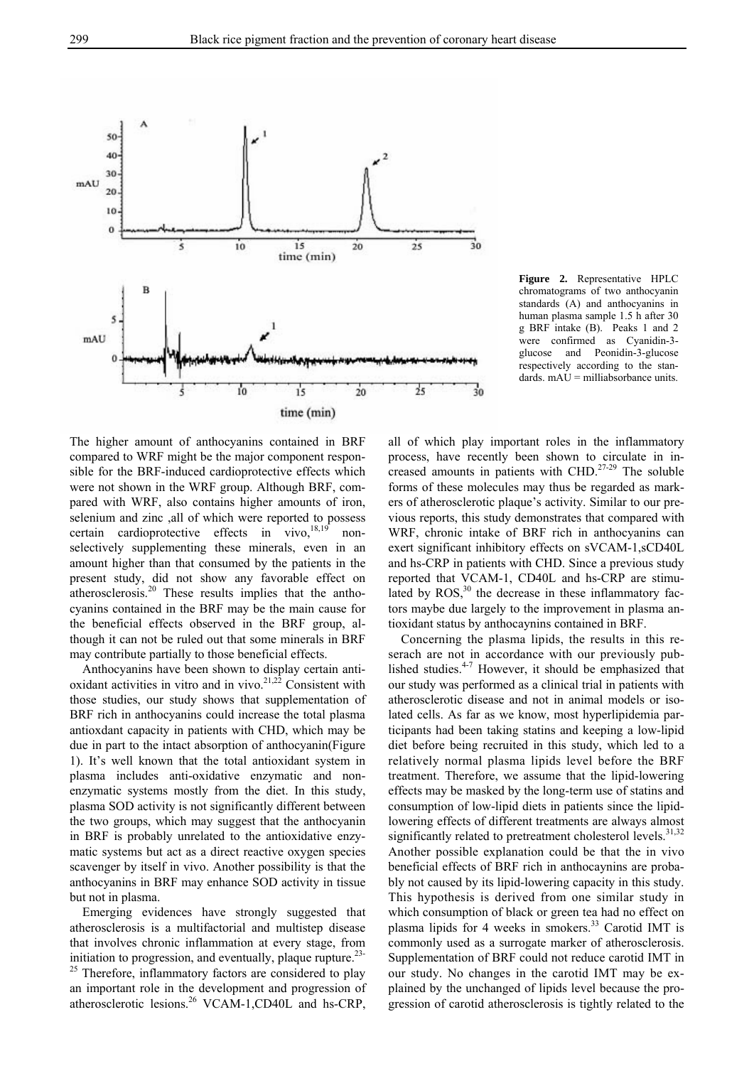**Figure 2.** Representative HPLC chromatograms of two anthocyanin standards (A) and anthocyanins in human plasma sample 1.5 h after 30 g BRF intake (B). Peaks 1 and 2 were confirmed as Cyanidin-3-glucose and Peonidin-3-glucose respectively according to the standards. mAU = milliabsorbance units.

The higher amount of anthocyanins contained in BRF compared to WRF might be the major component responsible for the BRF-induced cardioprotective effects which were not shown in the WRF group. Although BRF, compared with WRF, also contains higher amounts of iron, selenium and zinc ,all of which were reported to possess certain cardioprotective effects in vivo,[18,19] non-selectively supplementing these minerals, even in an amount higher than that consumed by the patients in the present study, did not show any favorable effect on atherosclerosis.[20] These results implies that the anthocyanins contained in the BRF may be the main cause for the beneficial effects observed in the BRF group, although it can not be ruled out that some minerals in BRF may contribute partially to those beneficial effects.

Anthocyanins have been shown to display certain antioxidant activities in vitro and in vivo.[21,22] Consistent with those studies, our study shows that supplementation of BRF rich in anthocyanins could increase the total plasma antioxdant capacity in patients with CHD, which may be due in part to the intact absorption of anthocyanin(Figure 1). It's well known that the total antioxidant system in plasma includes anti-oxidative enzymatic and non-enzymatic systems mostly from the diet. In this study, plasma SOD activity is not significantly different between the two groups, which may suggest that the anthocyanin in BRF is probably unrelated to the antioxidative enzymatic systems but act as a direct reactive oxygen species scavenger by itself in vivo. Another possibility is that the anthocyanins in BRF may enhance SOD activity in tissue but not in plasma.

Emerging evidences have strongly suggested that atherosclerosis is a multifactorial and multistep disease that involves chronic inflammation at every stage, from initiation to progression, and eventually, plaque rupture.[23-25] Therefore, inflammatory factors are considered to play an important role in the development and progression of atherosclerotic lesions.[26] VCAM-1,CD40L and hs-CRP, all of which play important roles in the inflammatory process, have recently been shown to circulate in increased amounts in patients with CHD.[27-29] The soluble forms of these molecules may thus be regarded as markers of atherosclerotic plaque's activity. Similar to our previous reports, this study demonstrates that compared with WRF, chronic intake of BRF rich in anthocyanins can exert significant inhibitory effects on sVCAM-1,sCD40L and hs-CRP in patients with CHD. Since a previous study reported that VCAM-1, CD40L and hs-CRP are stimulated by ROS,[30] the decrease in these inflammatory factors maybe due largely to the improvement in plasma antioxidant status by anthocaynins contained in BRF.

Concerning the plasma lipids, the results in this reserach are not in accordance with our previously published studies.[4-7] However, it should be emphasized that our study was performed as a clinical trial in patients with atherosclerotic disease and not in animal models or isolated cells. As far as we know, most hyperlipidemia participants had been taking statins and keeping a low-lipid diet before being recruited in this study, which led to a relatively normal plasma lipids level before the BRF treatment. Therefore, we assume that the lipid-lowering effects may be masked by the long-term use of statins and consumption of low-lipid diets in patients since the lipid-lowering effects of different treatments are always almost significantly related to pretreatment cholesterol levels.[31,32] Another possible explanation could be that the in vivo beneficial effects of BRF rich in anthocaynins are probably not caused by its lipid-lowering capacity in this study. This hypothesis is derived from one similar study in which consumption of black or green tea had no effect on plasma lipids for 4 weeks in smokers.[33] Carotid IMT is commonly used as a surrogate marker of atherosclerosis. Supplementation of BRF could not reduce carotid IMT in our study. No changes in the carotid IMT may be explained by the unchanged of lipids level because the progression of carotid atherosclerosis is tightly related to the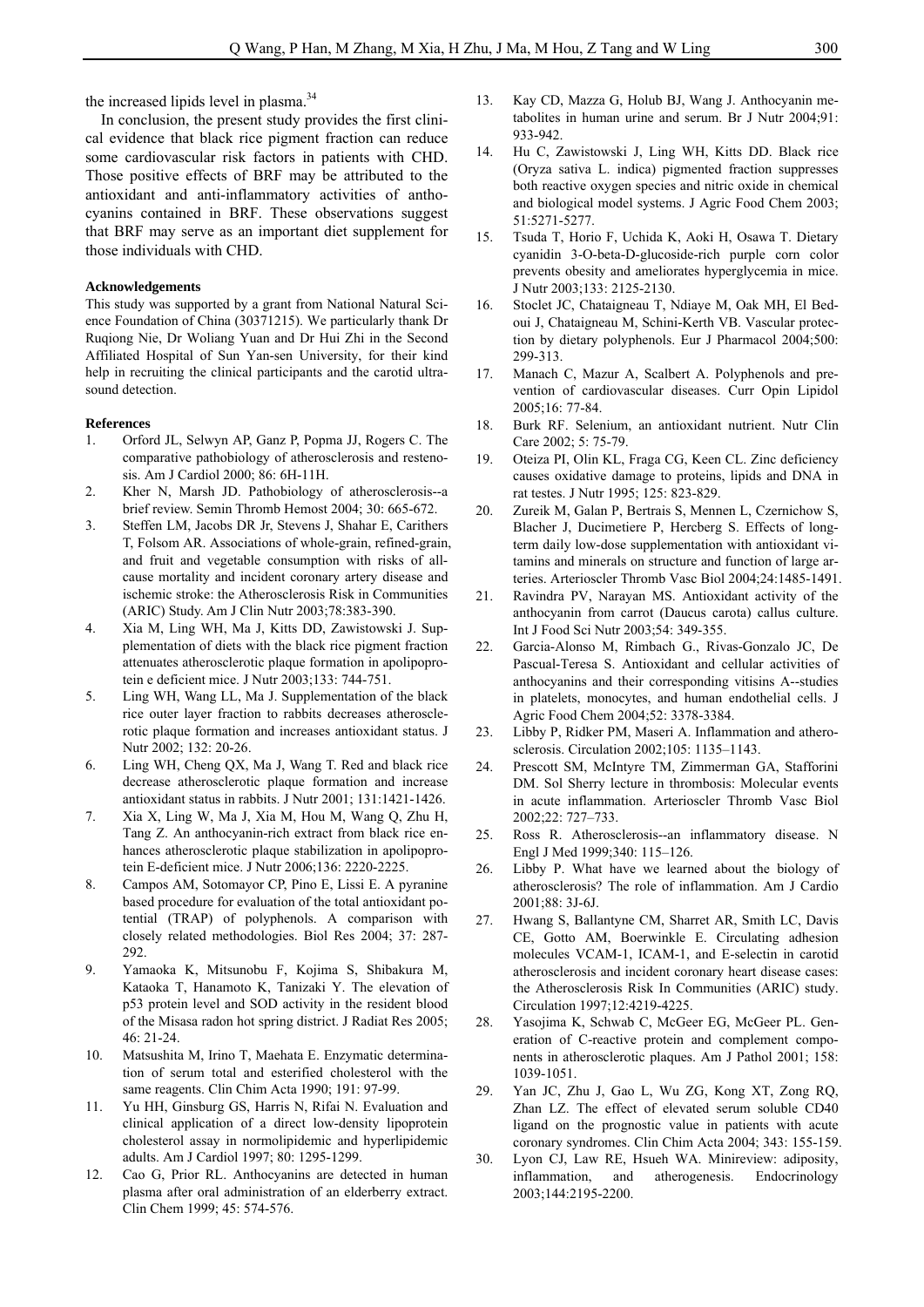the increased lipids level in plasma.[34]

In conclusion, the present study provides the first clinical evidence that black rice pigment fraction can reduce some cardiovascular risk factors in patients with CHD. Those positive effects of BRF may be attributed to the antioxidant and anti-inflammatory activities of anthocyanins contained in BRF. These observations suggest that BRF may serve as an important diet supplement for those individuals with CHD.

#### Acknowledgements

This study was supported by a grant from National Natural Science Foundation of China (30371215). We particularly thank Dr Ruqiong Nie, Dr Woliang Yuan and Dr Hui Zhi in the Second Affiliated Hospital of Sun Yan-sen University, for their kind help in recruiting the clinical participants and the carotid ultrasound detection.

#### References

1. Orford JL, Selwyn AP, Ganz P, Popma JJ, Rogers C. The comparative pathobiology of atherosclerosis and restenosis. Am J Cardiol 2000; 86: 6H-11H.
2. Kher N, Marsh JD. Pathobiology of atherosclerosis--a brief review. Semin Thromb Hemost 2004; 30: 665-672.
3. Steffen LM, Jacobs DR Jr, Stevens J, Shahar E, Carithers T, Folsom AR. Associations of whole-grain, refined-grain, and fruit and vegetable consumption with risks of all-cause mortality and incident coronary artery disease and ischemic stroke: the Atherosclerosis Risk in Communities (ARIC) Study. Am J Clin Nutr 2003;78:383-390.
4. Xia M, Ling WH, Ma J, Kitts DD, Zawistowski J. Supplementation of diets with the black rice pigment fraction attenuates atherosclerotic plaque formation in apolipoprotein e deficient mice. J Nutr 2003;133: 744-751.
5. Ling WH, Wang LL, Ma J. Supplementation of the black rice outer layer fraction to rabbits decreases atherosclerotic plaque formation and increases antioxidant status. J Nutr 2002; 132: 20-26.
6. Ling WH, Cheng QX, Ma J, Wang T. Red and black rice decrease atherosclerotic plaque formation and increase antioxidant status in rabbits. J Nutr 2001; 131:1421-1426.
7. Xia X, Ling W, Ma J, Xia M, Hou M, Wang Q, Zhu H, Tang Z. An anthocyanin-rich extract from black rice enhances atherosclerotic plaque stabilization in apolipoprotein E-deficient mice. J Nutr 2006;136: 2220-2225.
8. Campos AM, Sotomayor CP, Pino E, Lissi E. A pyranine based procedure for evaluation of the total antioxidant potential (TRAP) of polyphenols. A comparison with closely related methodologies. Biol Res 2004; 37: 287-292.
9. Yamaoka K, Mitsunobu F, Kojima S, Shibakura M, Kataoka T, Hanamoto K, Tanizaki Y. The elevation of p53 protein level and SOD activity in the resident blood of the Misasa radon hot spring district. J Radiat Res 2005; 46: 21-24.
10. Matsushita M, Irino T, Maehata E. Enzymatic determination of serum total and esterified cholesterol with the same reagents. Clin Chim Acta 1990; 191: 97-99.
11. Yu HH, Ginsburg GS, Harris N, Rifai N. Evaluation and clinical application of a direct low-density lipoprotein cholesterol assay in normolipidemic and hyperlipidemic adults. Am J Cardiol 1997; 80: 1295-1299.
12. Cao G, Prior RL. Anthocyanins are detected in human plasma after oral administration of an elderberry extract. Clin Chem 1999; 45: 574-576.
13. Kay CD, Mazza G, Holub BJ, Wang J. Anthocyanin metabolites in human urine and serum. Br J Nutr 2004;91: 933-942.
14. Hu C, Zawistowski J, Ling WH, Kitts DD. Black rice (Oryza sativa L. indica) pigmented fraction suppresses both reactive oxygen species and nitric oxide in chemical and biological model systems. J Agric Food Chem 2003; 51:5271-5277.
15. Tsuda T, Horio F, Uchida K, Aoki H, Osawa T. Dietary cyanidin 3-O-beta-D-glucoside-rich purple corn color prevents obesity and ameliorates hyperglycemia in mice. J Nutr 2003;133: 2125-2130.
16. Stoclet JC, Chataigneau T, Ndiaye M, Oak MH, El Bedoui J, Chataigneau M, Schini-Kerth VB. Vascular protection by dietary polyphenols. Eur J Pharmacol 2004;500: 299-313.
17. Manach C, Mazur A, Scalbert A. Polyphenols and prevention of cardiovascular diseases. Curr Opin Lipidol 2005;16: 77-84.
18. Burk RF. Selenium, an antioxidant nutrient. Nutr Clin Care 2002; 5: 75-79.
19. Oteiza PI, Olin KL, Fraga CG, Keen CL. Zinc deficiency causes oxidative damage to proteins, lipids and DNA in rat testes. J Nutr 1995; 125: 823-829.
20. Zureik M, Galan P, Bertrais S, Mennen L, Czernichow S, Blacher J, Ducimetiere P, Hercberg S. Effects of long-term daily low-dose supplementation with antioxidant vitamins and minerals on structure and function of large arteries. Arterioscler Thromb Vasc Biol 2004;24:1485-1491.
21. Ravindra PV, Narayan MS. Antioxidant activity of the anthocyanin from carrot (Daucus carota) callus culture. Int J Food Sci Nutr 2003;54: 349-355.
22. Garcia-Alonso M, Rimbach G., Rivas-Gonzalo JC, De Pascual-Teresa S. Antioxidant and cellular activities of anthocyanins and their corresponding vitisins A--studies in platelets, monocytes, and human endothelial cells. J Agric Food Chem 2004;52: 3378-3384.
23. Libby P, Ridker PM, Maseri A. Inflammation and atherosclerosis. Circulation 2002;105: 1135–1143.
24. Prescott SM, McIntyre TM, Zimmerman GA, Stafforini DM. Sol Sherry lecture in thrombosis: Molecular events in acute inflammation. Arterioscler Thromb Vasc Biol 2002;22: 727–733.
25. Ross R. Atherosclerosis--an inflammatory disease. N Engl J Med 1999;340: 115–126.
26. Libby P. What have we learned about the biology of atherosclerosis? The role of inflammation. Am J Cardio 2001;88: 3J-6J.
27. Hwang S, Ballantyne CM, Sharret AR, Smith LC, Davis CE, Gotto AM, Boerwinkle E. Circulating adhesion molecules VCAM-1, ICAM-1, and E-selectin in carotid atherosclerosis and incident coronary heart disease cases: the Atherosclerosis Risk In Communities (ARIC) study. Circulation 1997;12:4219-4225.
28. Yasojima K, Schwab C, McGeer EG, McGeer PL. Generation of C-reactive protein and complement components in atherosclerotic plaques. Am J Pathol 2001; 158: 1039-1051.
29. Yan JC, Zhu J, Gao L, Wu ZG, Kong XT, Zong RQ, Zhan LZ. The effect of elevated serum soluble CD40 ligand on the prognostic value in patients with acute coronary syndromes. Clin Chim Acta 2004; 343: 155-159.
30. Lyon CJ, Law RE, Hsueh WA. Minireview: adiposity, inflammation, and atherogenesis. Endocrinology 2003;144:2195-2200.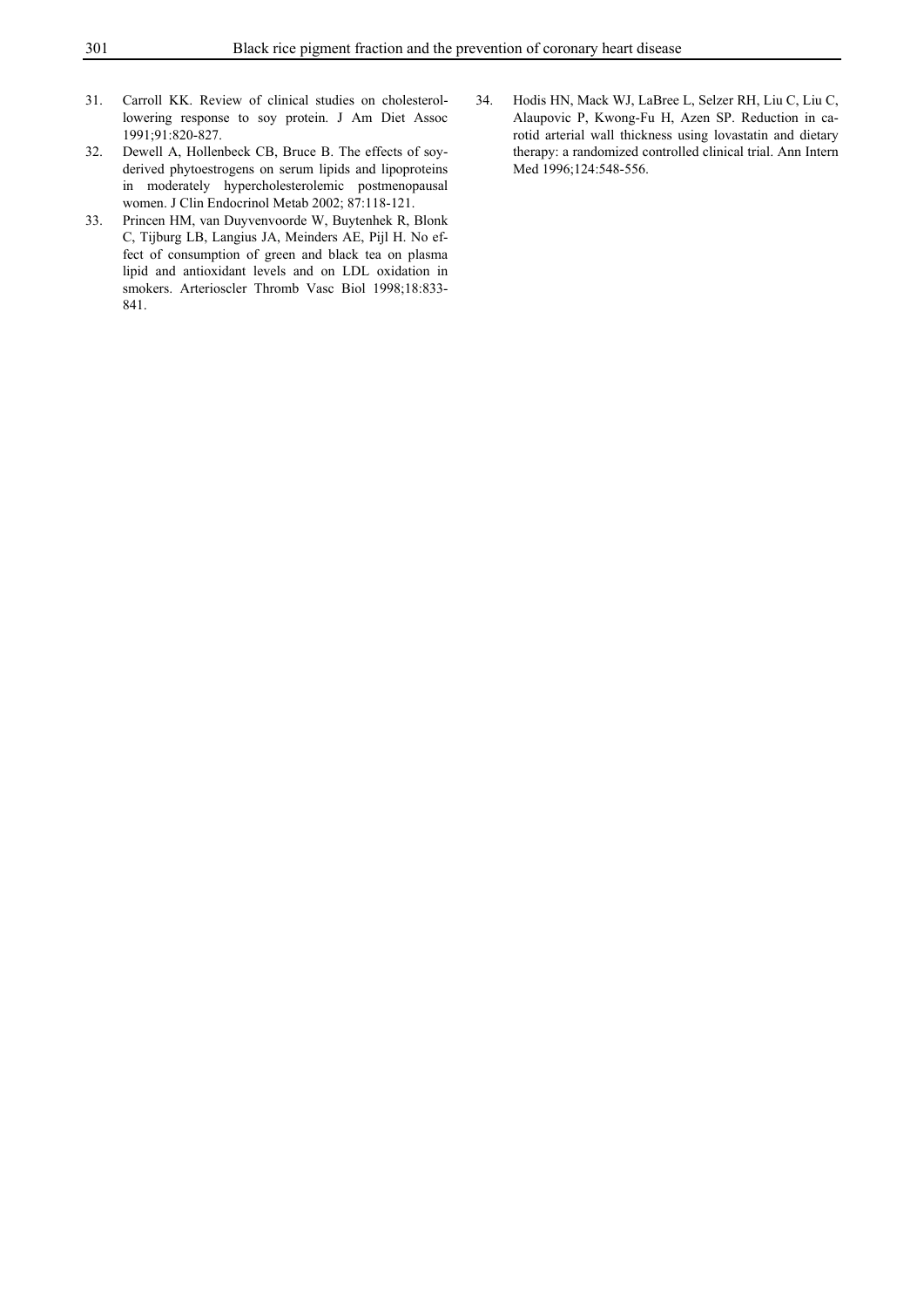31. Carroll KK. Review of clinical studies on cholesterol-lowering response to soy protein. J Am Diet Assoc 1991;91:820-827.
32. Dewell A, Hollenbeck CB, Bruce B. The effects of soy-derived phytoestrogens on serum lipids and lipoproteins in moderately hypercholesterolemic postmenopausal women. J Clin Endocrinol Metab 2002; 87:118-121.
33. Princen HM, van Duyvenvoorde W, Buytenhek R, Blonk C, Tijburg LB, Langius JA, Meinders AE, Pijl H. No effect of consumption of green and black tea on plasma lipid and antioxidant levels and on LDL oxidation in smokers. Arterioscler Thromb Vasc Biol 1998;18:833-841.
34. Hodis HN, Mack WJ, LaBree L, Selzer RH, Liu C, Liu C, Alaupovic P, Kwong-Fu H, Azen SP. Reduction in carotid arterial wall thickness using lovastatin and dietary therapy: a randomized controlled clinical trial. Ann Intern Med 1996;124:548-556.